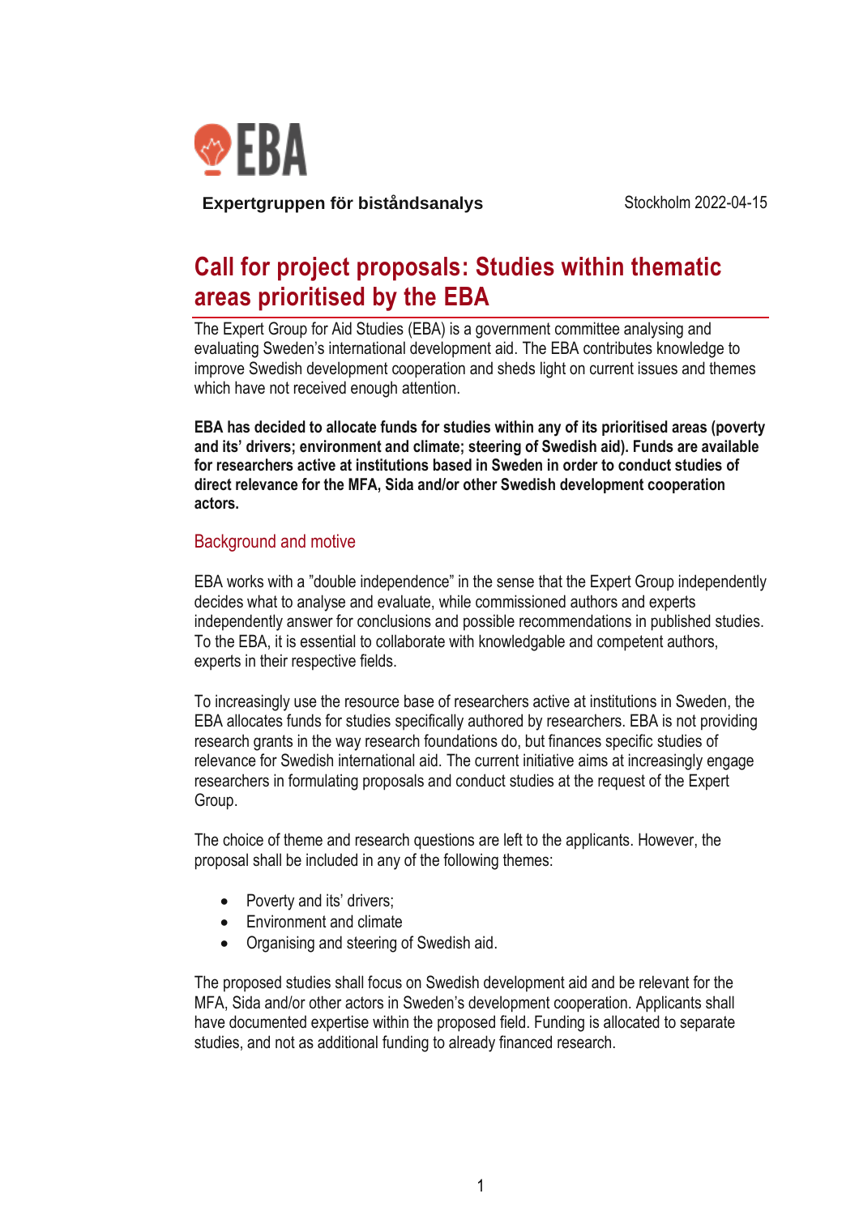EBA

**Expertgruppen för biståndsanalys**

Stockholm 2022-04-15

# Call for project proposals: Studies within thematic areas prioritised by the EBA

The Expert Group for Aid Studies (EBA) is a government committee analysing and evaluating Sweden's international development aid. The EBA contributes knowledge to improve Swedish development cooperation and sheds light on current issues and themes which have not received enough attention.

**EBA has decided to allocate funds for studies within any of its prioritised areas (poverty and its' drivers; environment and climate; steering of Swedish aid). Funds are available for researchers active at institutions based in Sweden in order to conduct studies of direct relevance for the MFA, Sida and/or other Swedish development cooperation actors.**

## Background and motive

EBA works with a "double independence" in the sense that the Expert Group independently decides what to analyse and evaluate, while commissioned authors and experts independently answer for conclusions and possible recommendations in published studies. To the EBA, it is essential to collaborate with knowledgable and competent authors, experts in their respective fields.

To increasingly use the resource base of researchers active at institutions in Sweden, the EBA allocates funds for studies specifically authored by researchers. EBA is not providing research grants in the way research foundations do, but finances specific studies of relevance for Swedish international aid. The current initiative aims at increasingly engage researchers in formulating proposals and conduct studies at the request of the Expert Group.

The choice of theme and research questions are left to the applicants. However, the proposal shall be included in any of the following themes:

- Poverty and its' drivers;
- Environment and climate
- Organising and steering of Swedish aid.

The proposed studies shall focus on Swedish development aid and be relevant for the MFA, Sida and/or other actors in Sweden's development cooperation. Applicants shall have documented expertise within the proposed field. Funding is allocated to separate studies, and not as additional funding to already financed research.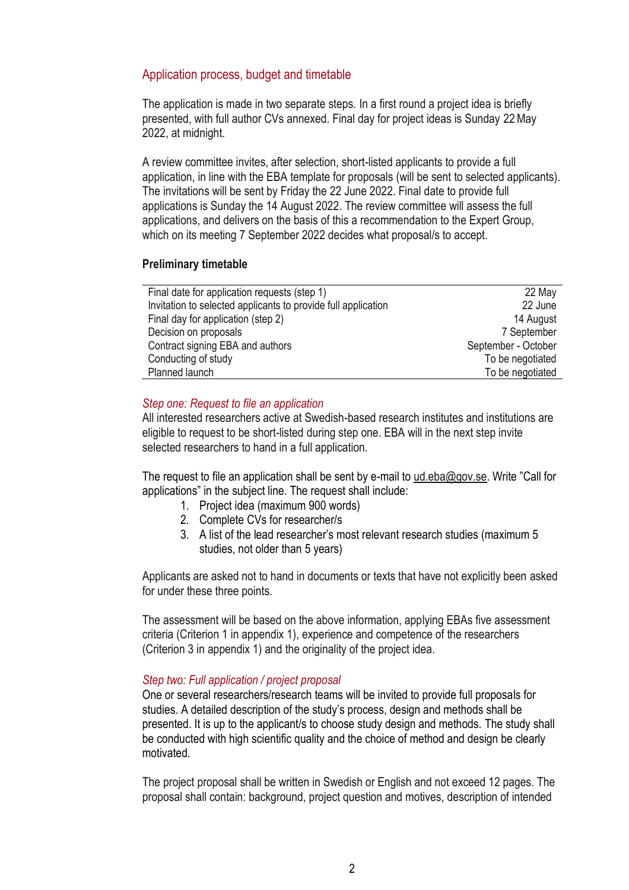## Application process, budget and timetable

The application is made in two separate steps. In a first round a project idea is briefly presented, with full author CVs annexed. Final day for project ideas is Sunday 22 May 2022, at midnight.

A review committee invites, after selection, short-listed applicants to provide a full application, in line with the EBA template for proposals (will be sent to selected applicants). The invitations will be sent by Friday the 22 June 2022. Final date to provide full applications is Sunday the 14 August 2022. The review committee will assess the full applications, and delivers on the basis of this a recommendation to the Expert Group, which on its meeting 7 September 2022 decides what proposal/s to accept.

**Preliminary timetable**

| | |
|---|---|
| Final date for application requests (step 1) | 22 May |
| Invitation to selected applicants to provide full application | 22 June |
| Final day for application (step 2) | 14 August |
| Decision on proposals | 7 September |
| Contract signing EBA and authors | September - October |
| Conducting of study | To be negotiated |
| Planned launch | To be negotiated |

*Step one: Request to file an application*

All interested researchers active at Swedish-based research institutes and institutions are eligible to request to be short-listed during step one. EBA will in the next step invite selected researchers to hand in a full application.

The request to file an application shall be sent by e-mail to ud.eba@gov.se. Write "Call for applications" in the subject line. The request shall include:

1. Project idea (maximum 900 words)
2. Complete CVs for researcher/s
3. A list of the lead researcher's most relevant research studies (maximum 5 studies, not older than 5 years)

Applicants are asked not to hand in documents or texts that have not explicitly been asked for under these three points.

The assessment will be based on the above information, applying EBAs five assessment criteria (Criterion 1 in appendix 1), experience and competence of the researchers (Criterion 3 in appendix 1) and the originality of the project idea.

*Step two: Full application / project proposal*

One or several researchers/research teams will be invited to provide full proposals for studies. A detailed description of the study's process, design and methods shall be presented. It is up to the applicant/s to choose study design and methods. The study shall be conducted with high scientific quality and the choice of method and design be clearly motivated.

The project proposal shall be written in Swedish or English and not exceed 12 pages. The proposal shall contain: background, project question and motives, description of intended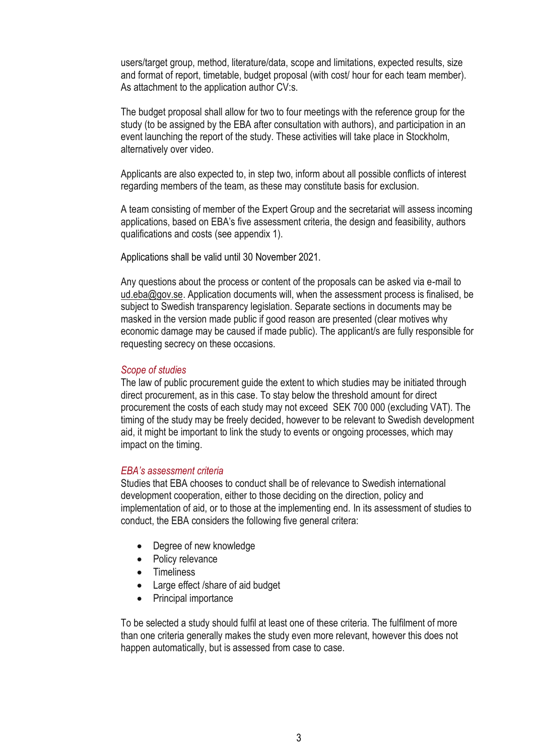users/target group, method, literature/data, scope and limitations, expected results, size and format of report, timetable, budget proposal (with cost/ hour for each team member). As attachment to the application author CV:s.

The budget proposal shall allow for two to four meetings with the reference group for the study (to be assigned by the EBA after consultation with authors), and participation in an event launching the report of the study. These activities will take place in Stockholm, alternatively over video.

Applicants are also expected to, in step two, inform about all possible conflicts of interest regarding members of the team, as these may constitute basis for exclusion.

A team consisting of member of the Expert Group and the secretariat will assess incoming applications, based on EBA's five assessment criteria, the design and feasibility, authors qualifications and costs (see appendix 1).

Applications shall be valid until 30 November 2021.

Any questions about the process or content of the proposals can be asked via e-mail to ud.eba@gov.se. Application documents will, when the assessment process is finalised, be subject to Swedish transparency legislation. Separate sections in documents may be masked in the version made public if good reason are presented (clear motives why economic damage may be caused if made public). The applicant/s are fully responsible for requesting secrecy on these occasions.

*Scope of studies*

The law of public procurement guide the extent to which studies may be initiated through direct procurement, as in this case. To stay below the threshold amount for direct procurement the costs of each study may not exceed SEK 700 000 (excluding VAT). The timing of the study may be freely decided, however to be relevant to Swedish development aid, it might be important to link the study to events or ongoing processes, which may impact on the timing.

*EBA's assessment criteria*

Studies that EBA chooses to conduct shall be of relevance to Swedish international development cooperation, either to those deciding on the direction, policy and implementation of aid, or to those at the implementing end. In its assessment of studies to conduct, the EBA considers the following five general critera:

- Degree of new knowledge
- Policy relevance
- Timeliness
- Large effect /share of aid budget
- Principal importance

To be selected a study should fulfil at least one of these criteria. The fulfilment of more than one criteria generally makes the study even more relevant, however this does not happen automatically, but is assessed from case to case.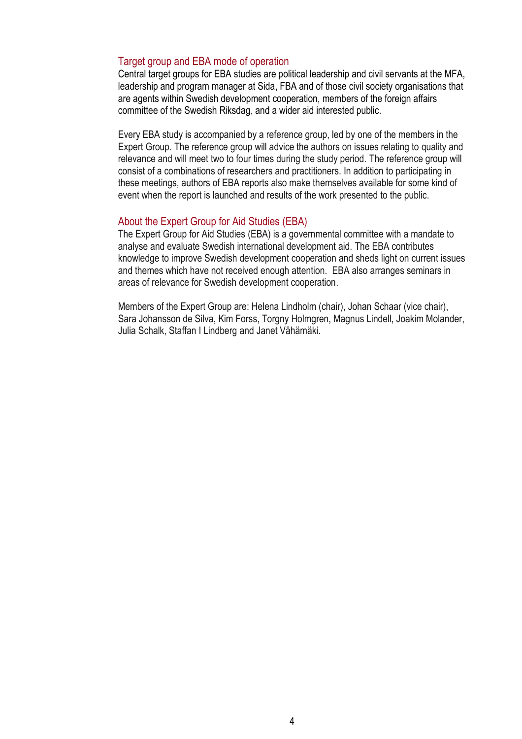## Target group and EBA mode of operation

Central target groups for EBA studies are political leadership and civil servants at the MFA, leadership and program manager at Sida, FBA and of those civil society organisations that are agents within Swedish development cooperation, members of the foreign affairs committee of the Swedish Riksdag, and a wider aid interested public.

Every EBA study is accompanied by a reference group, led by one of the members in the Expert Group. The reference group will advice the authors on issues relating to quality and relevance and will meet two to four times during the study period. The reference group will consist of a combinations of researchers and practitioners. In addition to participating in these meetings, authors of EBA reports also make themselves available for some kind of event when the report is launched and results of the work presented to the public.

## About the Expert Group for Aid Studies (EBA)

The Expert Group for Aid Studies (EBA) is a governmental committee with a mandate to analyse and evaluate Swedish international development aid. The EBA contributes knowledge to improve Swedish development cooperation and sheds light on current issues and themes which have not received enough attention. EBA also arranges seminars in areas of relevance for Swedish development cooperation.

Members of the Expert Group are: Helena Lindholm (chair), Johan Schaar (vice chair), Sara Johansson de Silva, Kim Forss, Torgny Holmgren, Magnus Lindell, Joakim Molander, Julia Schalk, Staffan I Lindberg and Janet Vähämäki.